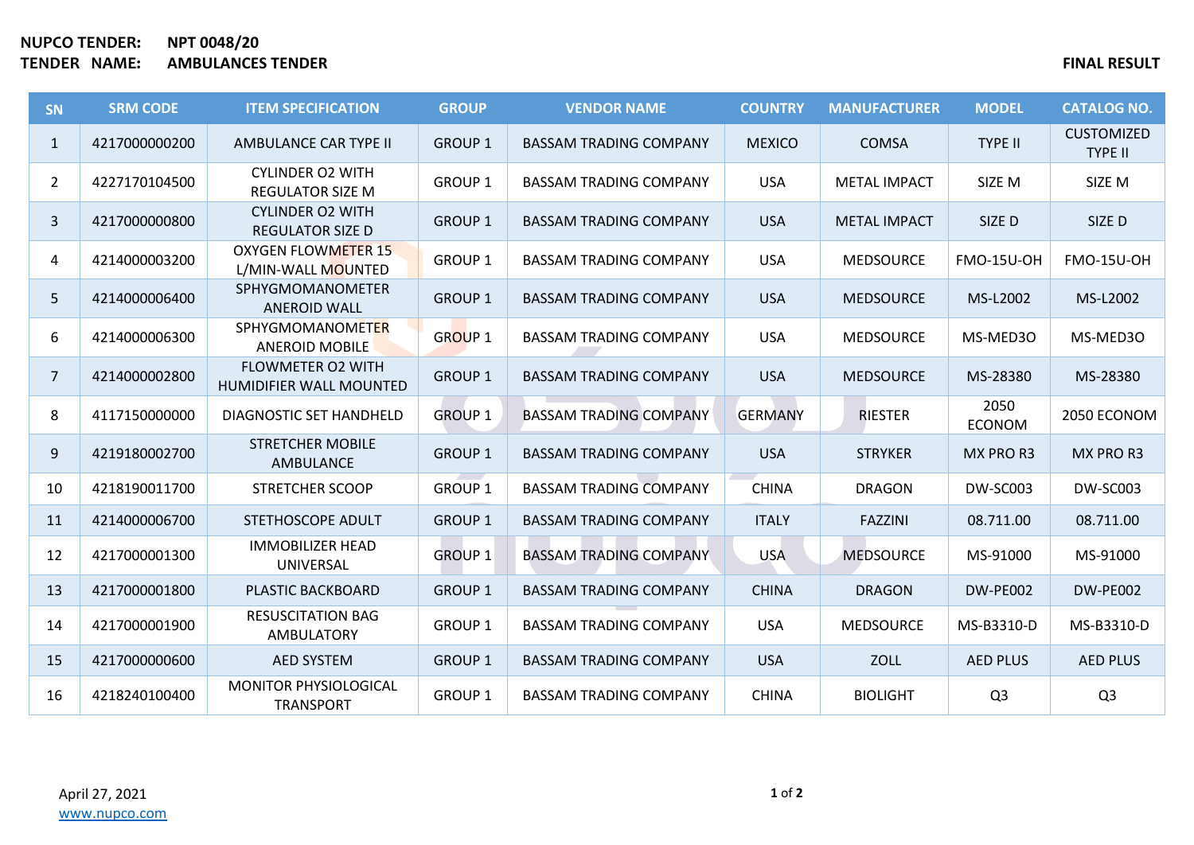**NUPCO TENDER:** NPT 0048/20
**TENDER NAME:** AMBULANCES TENDER

**FINAL RESULT**

| SN | SRM CODE | ITEM SPECIFICATION | GROUP | VENDOR NAME | COUNTRY | MANUFACTURER | MODEL | CATALOG NO. |
|---|---|---|---|---|---|---|---|---|
| 1 | 4217000000200 | AMBULANCE CAR TYPE II | GROUP 1 | BASSAM TRADING COMPANY | MEXICO | COMSA | TYPE II | CUSTOMIZED TYPE II |
| 2 | 4227170104500 | CYLINDER O2 WITH REGULATOR SIZE M | GROUP 1 | BASSAM TRADING COMPANY | USA | METAL IMPACT | SIZE M | SIZE M |
| 3 | 4217000000800 | CYLINDER O2 WITH REGULATOR SIZE D | GROUP 1 | BASSAM TRADING COMPANY | USA | METAL IMPACT | SIZE D | SIZE D |
| 4 | 4214000003200 | OXYGEN FLOWMETER 15 L/MIN-WALL MOUNTED | GROUP 1 | BASSAM TRADING COMPANY | USA | MEDSOURCE | FMO-15U-OH | FMO-15U-OH |
| 5 | 4214000006400 | SPHYGMOMANOMETER ANEROID WALL | GROUP 1 | BASSAM TRADING COMPANY | USA | MEDSOURCE | MS-L2002 | MS-L2002 |
| 6 | 4214000006300 | SPHYGMOMANOMETER ANEROID MOBILE | GROUP 1 | BASSAM TRADING COMPANY | USA | MEDSOURCE | MS-MED3O | MS-MED3O |
| 7 | 4214000002800 | FLOWMETER O2 WITH HUMIDIFIER WALL MOUNTED | GROUP 1 | BASSAM TRADING COMPANY | USA | MEDSOURCE | MS-28380 | MS-28380 |
| 8 | 4117150000000 | DIAGNOSTIC SET HANDHELD | GROUP 1 | BASSAM TRADING COMPANY | GERMANY | RIESTER | 2050 ECONOM | 2050 ECONOM |
| 9 | 4219180002700 | STRETCHER MOBILE AMBULANCE | GROUP 1 | BASSAM TRADING COMPANY | USA | STRYKER | MX PRO R3 | MX PRO R3 |
| 10 | 4218190011700 | STRETCHER SCOOP | GROUP 1 | BASSAM TRADING COMPANY | CHINA | DRAGON | DW-SC003 | DW-SC003 |
| 11 | 4214000006700 | STETHOSCOPE ADULT | GROUP 1 | BASSAM TRADING COMPANY | ITALY | FAZZINI | 08.711.00 | 08.711.00 |
| 12 | 4217000001300 | IMMOBILIZER HEAD UNIVERSAL | GROUP 1 | BASSAM TRADING COMPANY | USA | MEDSOURCE | MS-91000 | MS-91000 |
| 13 | 4217000001800 | PLASTIC BACKBOARD | GROUP 1 | BASSAM TRADING COMPANY | CHINA | DRAGON | DW-PE002 | DW-PE002 |
| 14 | 4217000001900 | RESUSCITATION BAG AMBULATORY | GROUP 1 | BASSAM TRADING COMPANY | USA | MEDSOURCE | MS-B3310-D | MS-B3310-D |
| 15 | 4217000000600 | AED SYSTEM | GROUP 1 | BASSAM TRADING COMPANY | USA | ZOLL | AED PLUS | AED PLUS |
| 16 | 4218240100400 | MONITOR PHYSIOLOGICAL TRANSPORT | GROUP 1 | BASSAM TRADING COMPANY | CHINA | BIOLIGHT | Q3 | Q3 |

April 27, 2021
www.nupco.com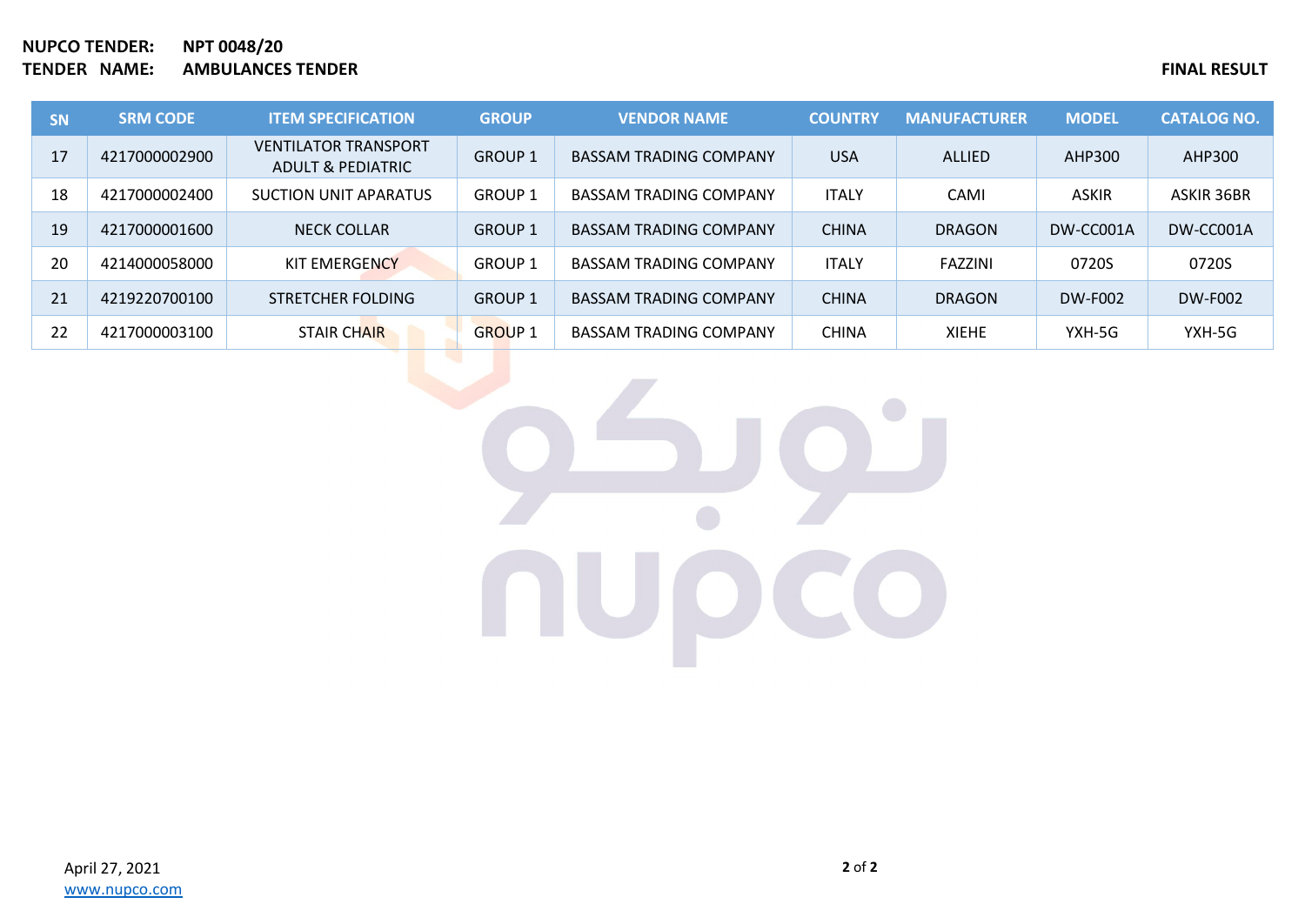**NUPCO TENDER:** **NPT 0048/20**
**TENDER NAME:** **AMBULANCES TENDER**

**FINAL RESULT**

| SN | SRM CODE | ITEM SPECIFICATION | GROUP | VENDOR NAME | COUNTRY | MANUFACTURER | MODEL | CATALOG NO. |
|---|---|---|---|---|---|---|---|---|
| 17 | 4217000002900 | VENTILATOR TRANSPORT ADULT & PEDIATRIC | GROUP 1 | BASSAM TRADING COMPANY | USA | ALLIED | AHP300 | AHP300 |
| 18 | 4217000002400 | SUCTION UNIT APARATUS | GROUP 1 | BASSAM TRADING COMPANY | ITALY | CAMI | ASKIR | ASKIR 36BR |
| 19 | 4217000001600 | NECK COLLAR | GROUP 1 | BASSAM TRADING COMPANY | CHINA | DRAGON | DW-CC001A | DW-CC001A |
| 20 | 4214000058000 | KIT EMERGENCY | GROUP 1 | BASSAM TRADING COMPANY | ITALY | FAZZINI | 0720S | 0720S |
| 21 | 4219220700100 | STRETCHER FOLDING | GROUP 1 | BASSAM TRADING COMPANY | CHINA | DRAGON | DW-F002 | DW-F002 |
| 22 | 4217000003100 | STAIR CHAIR | GROUP 1 | BASSAM TRADING COMPANY | CHINA | XIEHE | YXH-5G | YXH-5G |

April 27, 2021
www.nupco.com